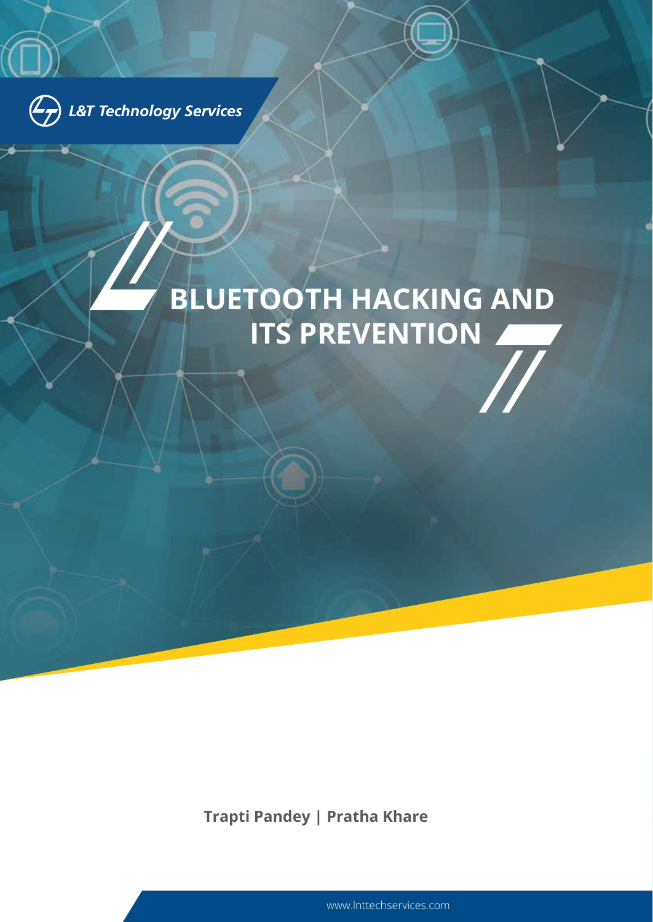L&T Technology Services

# BLUETOOTH HACKING AND ITS PREVENTION

**Trapti Pandey | Pratha Khare**

www.lnttechservices.com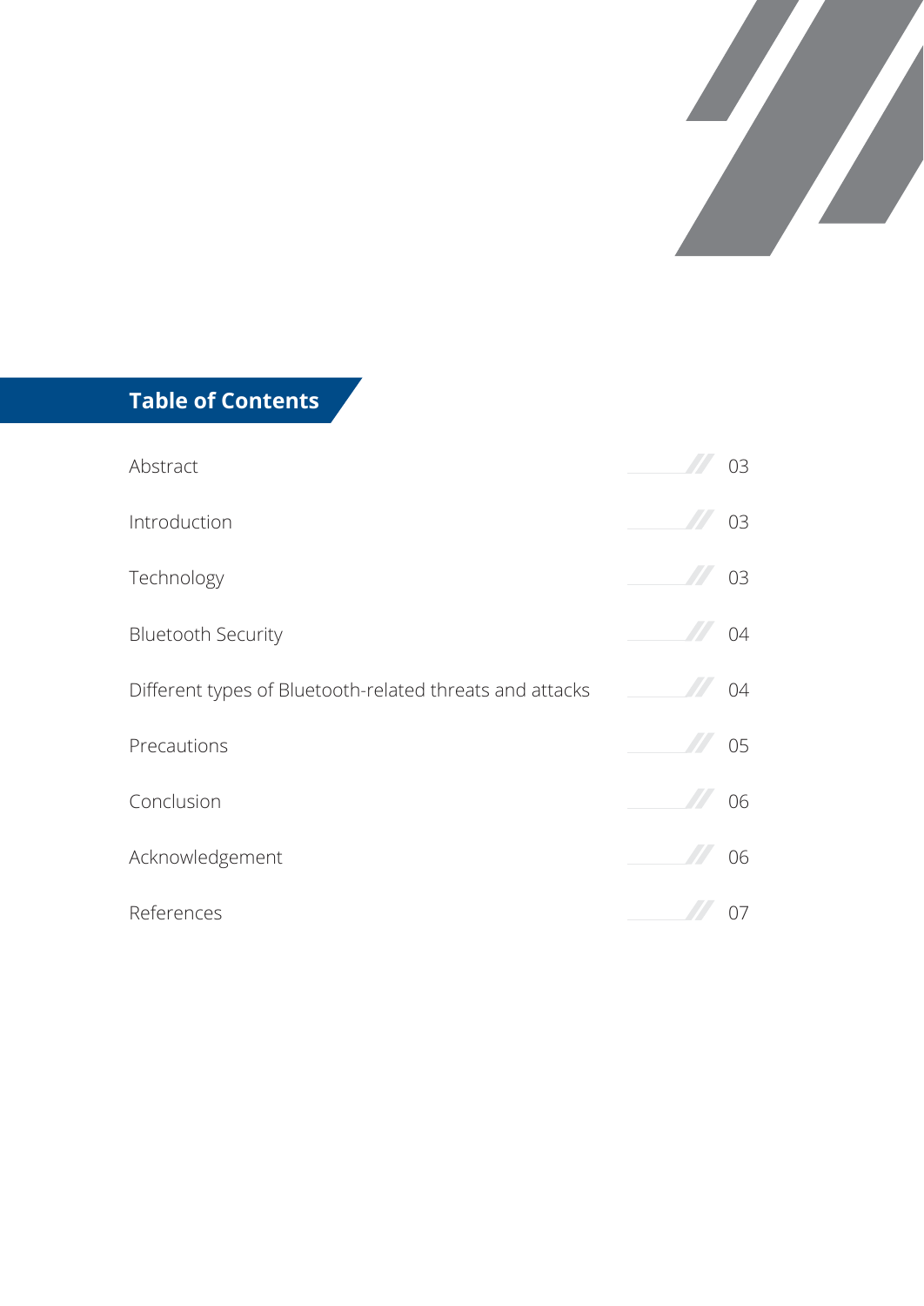## Table of Contents

| Section | Page |
| --- | --- |
| Abstract | 03 |
| Introduction | 03 |
| Technology | 03 |
| Bluetooth Security | 04 |
| Different types of Bluetooth-related threats and attacks | 04 |
| Precautions | 05 |
| Conclusion | 06 |
| Acknowledgement | 06 |
| References | 07 |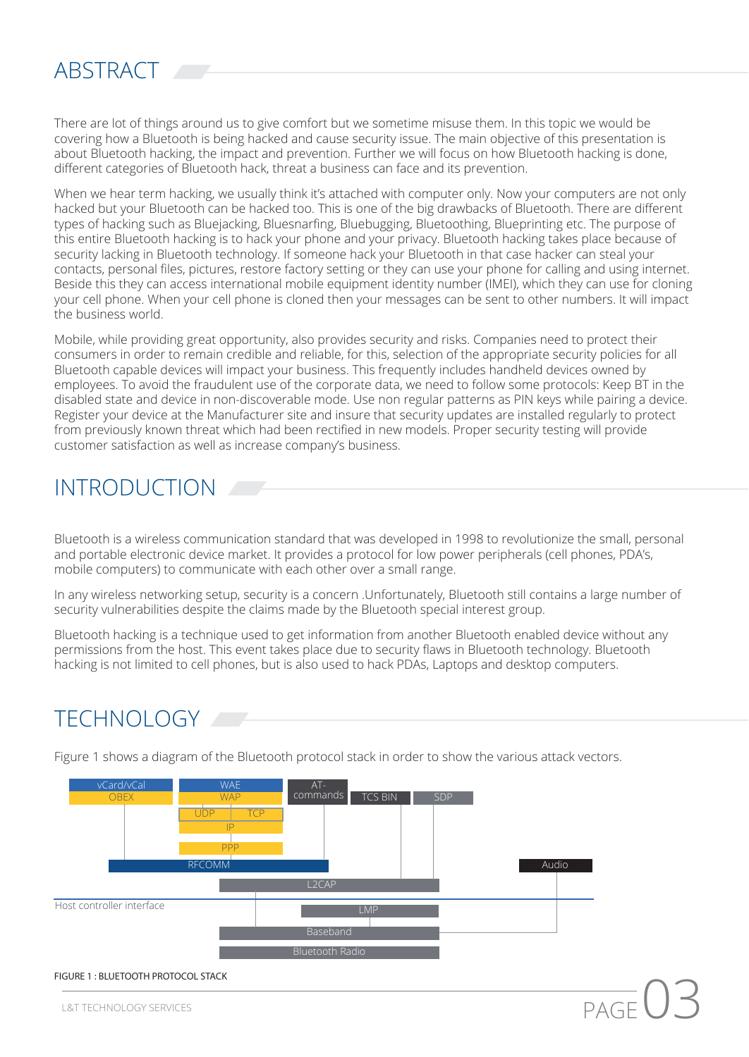# ABSTRACT

There are lot of things around us to give comfort but we sometime misuse them. In this topic we would be covering how a Bluetooth is being hacked and cause security issue. The main objective of this presentation is about Bluetooth hacking, the impact and prevention. Further we will focus on how Bluetooth hacking is done, different categories of Bluetooth hack, threat a business can face and its prevention.

When we hear term hacking, we usually think it's attached with computer only. Now your computers are not only hacked but your Bluetooth can be hacked too. This is one of the big drawbacks of Bluetooth. There are different types of hacking such as Bluejacking, Bluesnarfing, Bluebugging, Bluetoothing, Blueprinting etc. The purpose of this entire Bluetooth hacking is to hack your phone and your privacy. Bluetooth hacking takes place because of security lacking in Bluetooth technology. If someone hack your Bluetooth in that case hacker can steal your contacts, personal files, pictures, restore factory setting or they can use your phone for calling and using internet. Beside this they can access international mobile equipment identity number (IMEI), which they can use for cloning your cell phone. When your cell phone is cloned then your messages can be sent to other numbers. It will impact the business world.

Mobile, while providing great opportunity, also provides security and risks. Companies need to protect their consumers in order to remain credible and reliable, for this, selection of the appropriate security policies for all Bluetooth capable devices will impact your business. This frequently includes handheld devices owned by employees. To avoid the fraudulent use of the corporate data, we need to follow some protocols: Keep BT in the disabled state and device in non-discoverable mode. Use non regular patterns as PIN keys while pairing a device. Register your device at the Manufacturer site and insure that security updates are installed regularly to protect from previously known threat which had been rectified in new models. Proper security testing will provide customer satisfaction as well as increase company's business.

# INTRODUCTION

Bluetooth is a wireless communication standard that was developed in 1998 to revolutionize the small, personal and portable electronic device market. It provides a protocol for low power peripherals (cell phones, PDA's, mobile computers) to communicate with each other over a small range.

In any wireless networking setup, security is a concern .Unfortunately, Bluetooth still contains a large number of security vulnerabilities despite the claims made by the Bluetooth special interest group.

Bluetooth hacking is a technique used to get information from another Bluetooth enabled device without any permissions from the host. This event takes place due to security flaws in Bluetooth technology. Bluetooth hacking is not limited to cell phones, but is also used to hack PDAs, Laptops and desktop computers.

# TECHNOLOGY

Figure 1 shows a diagram of the Bluetooth protocol stack in order to show the various attack vectors.

vCard/vCal, OBEX, WAE, WAP, UDP, TCP, IP, PPP, AT-commands, TCS BIN, SDP, RFCOMM, Audio, L2CAP, Host controller interface, LMP, Baseband, Bluetooth Radio

FIGURE 1 : BLUETOOTH PROTOCOL STACK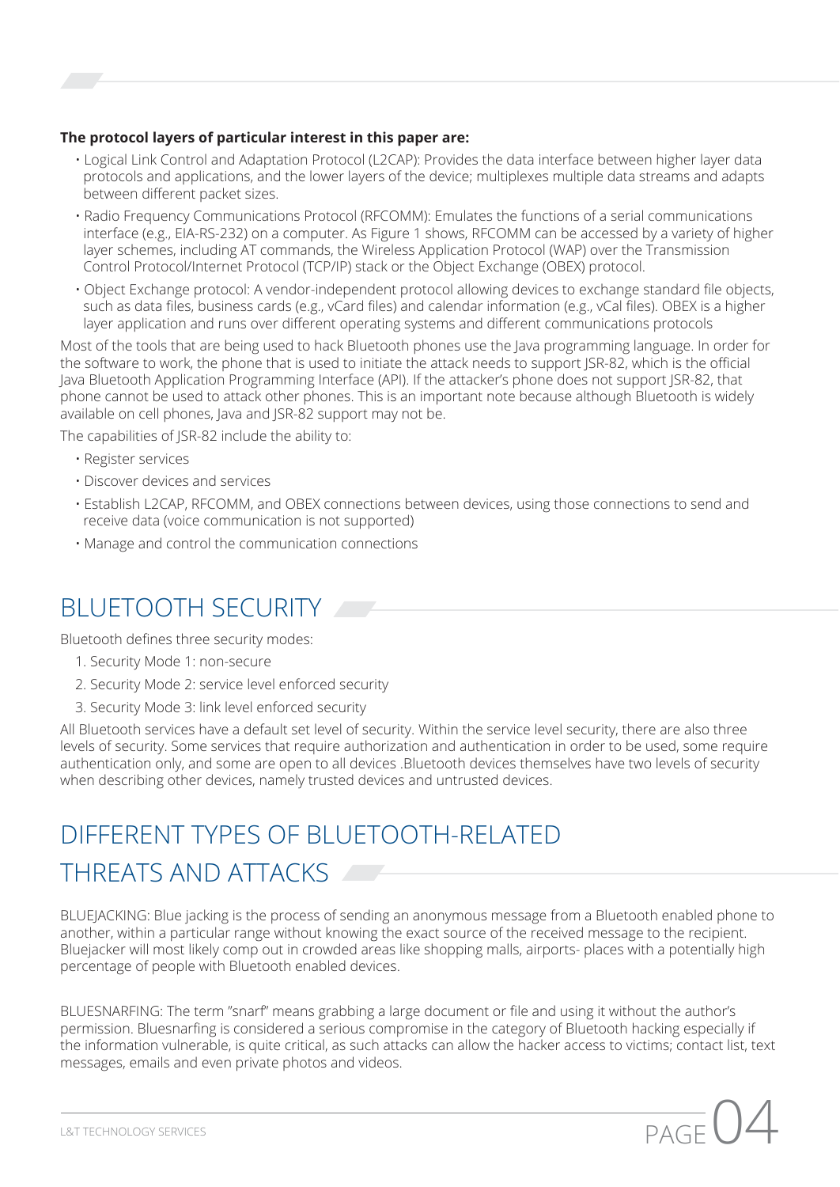**The protocol layers of particular interest in this paper are:**

- Logical Link Control and Adaptation Protocol (L2CAP): Provides the data interface between higher layer data protocols and applications, and the lower layers of the device; multiplexes multiple data streams and adapts between different packet sizes.
- Radio Frequency Communications Protocol (RFCOMM): Emulates the functions of a serial communications interface (e.g., EIA-RS-232) on a computer. As Figure 1 shows, RFCOMM can be accessed by a variety of higher layer schemes, including AT commands, the Wireless Application Protocol (WAP) over the Transmission Control Protocol/Internet Protocol (TCP/IP) stack or the Object Exchange (OBEX) protocol.
- Object Exchange protocol: A vendor-independent protocol allowing devices to exchange standard file objects, such as data files, business cards (e.g., vCard files) and calendar information (e.g., vCal files). OBEX is a higher layer application and runs over different operating systems and different communications protocols

Most of the tools that are being used to hack Bluetooth phones use the Java programming language. In order for the software to work, the phone that is used to initiate the attack needs to support JSR-82, which is the official Java Bluetooth Application Programming Interface (API). If the attacker's phone does not support JSR-82, that phone cannot be used to attack other phones. This is an important note because although Bluetooth is widely available on cell phones, Java and JSR-82 support may not be.

The capabilities of JSR-82 include the ability to:

- Register services
- Discover devices and services
- Establish L2CAP, RFCOMM, and OBEX connections between devices, using those connections to send and receive data (voice communication is not supported)
- Manage and control the communication connections

## BLUETOOTH SECURITY

Bluetooth defines three security modes:

1. Security Mode 1: non-secure
2. Security Mode 2: service level enforced security
3. Security Mode 3: link level enforced security

All Bluetooth services have a default set level of security. Within the service level security, there are also three levels of security. Some services that require authorization and authentication in order to be used, some require authentication only, and some are open to all devices .Bluetooth devices themselves have two levels of security when describing other devices, namely trusted devices and untrusted devices.

## DIFFERENT TYPES OF BLUETOOTH-RELATED THREATS AND ATTACKS

BLUEJACKING: Blue jacking is the process of sending an anonymous message from a Bluetooth enabled phone to another, within a particular range without knowing the exact source of the received message to the recipient. Bluejacker will most likely comp out in crowded areas like shopping malls, airports- places with a potentially high percentage of people with Bluetooth enabled devices.

BLUESNARFING: The term "snarf" means grabbing a large document or file and using it without the author's permission. Bluesnarfing is considered a serious compromise in the category of Bluetooth hacking especially if the information vulnerable, is quite critical, as such attacks can allow the hacker access to victims; contact list, text messages, emails and even private photos and videos.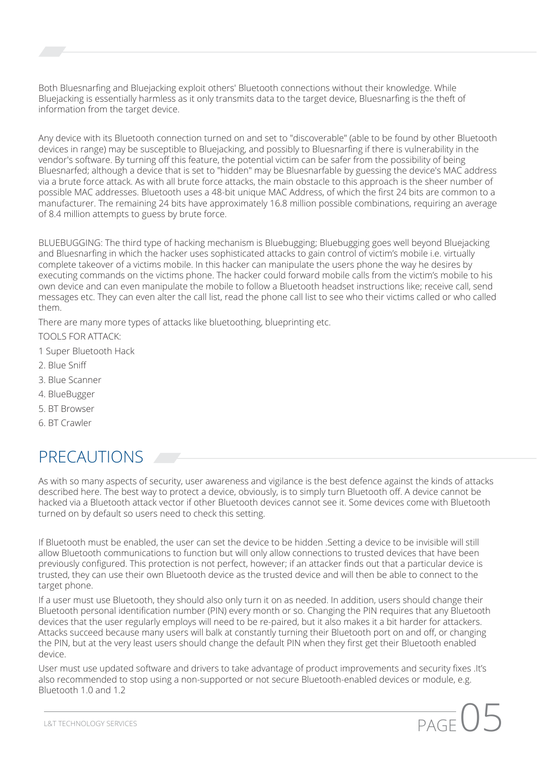Both Bluesnarfing and Bluejacking exploit others' Bluetooth connections without their knowledge. While Bluejacking is essentially harmless as it only transmits data to the target device, Bluesnarfing is the theft of information from the target device.

Any device with its Bluetooth connection turned on and set to "discoverable" (able to be found by other Bluetooth devices in range) may be susceptible to Bluejacking, and possibly to Bluesnarfing if there is vulnerability in the vendor's software. By turning off this feature, the potential victim can be safer from the possibility of being Bluesnarfed; although a device that is set to "hidden" may be Bluesnarfable by guessing the device's MAC address via a brute force attack. As with all brute force attacks, the main obstacle to this approach is the sheer number of possible MAC addresses. Bluetooth uses a 48-bit unique MAC Address, of which the first 24 bits are common to a manufacturer. The remaining 24 bits have approximately 16.8 million possible combinations, requiring an average of 8.4 million attempts to guess by brute force.

BLUEBUGGING: The third type of hacking mechanism is Bluebugging; Bluebugging goes well beyond Bluejacking and Bluesnarfing in which the hacker uses sophisticated attacks to gain control of victim's mobile i.e. virtually complete takeover of a victims mobile. In this hacker can manipulate the users phone the way he desires by executing commands on the victims phone. The hacker could forward mobile calls from the victim's mobile to his own device and can even manipulate the mobile to follow a Bluetooth headset instructions like; receive call, send messages etc. They can even alter the call list, read the phone call list to see who their victims called or who called them.

There are many more types of attacks like bluetoothing, blueprinting etc.

TOOLS FOR ATTACK:

1 Super Bluetooth Hack

2. Blue Sniff

3. Blue Scanner

4. BlueBugger

5. BT Browser

6. BT Crawler

## PRECAUTIONS

As with so many aspects of security, user awareness and vigilance is the best defence against the kinds of attacks described here. The best way to protect a device, obviously, is to simply turn Bluetooth off. A device cannot be hacked via a Bluetooth attack vector if other Bluetooth devices cannot see it. Some devices come with Bluetooth turned on by default so users need to check this setting.

If Bluetooth must be enabled, the user can set the device to be hidden .Setting a device to be invisible will still allow Bluetooth communications to function but will only allow connections to trusted devices that have been previously configured. This protection is not perfect, however; if an attacker finds out that a particular device is trusted, they can use their own Bluetooth device as the trusted device and will then be able to connect to the target phone.

If a user must use Bluetooth, they should also only turn it on as needed. In addition, users should change their Bluetooth personal identification number (PIN) every month or so. Changing the PIN requires that any Bluetooth devices that the user regularly employs will need to be re-paired, but it also makes it a bit harder for attackers. Attacks succeed because many users will balk at constantly turning their Bluetooth port on and off, or changing the PIN, but at the very least users should change the default PIN when they first get their Bluetooth enabled device.

User must use updated software and drivers to take advantage of product improvements and security fixes .It's also recommended to stop using a non-supported or not secure Bluetooth-enabled devices or module, e.g. Bluetooth 1.0 and 1.2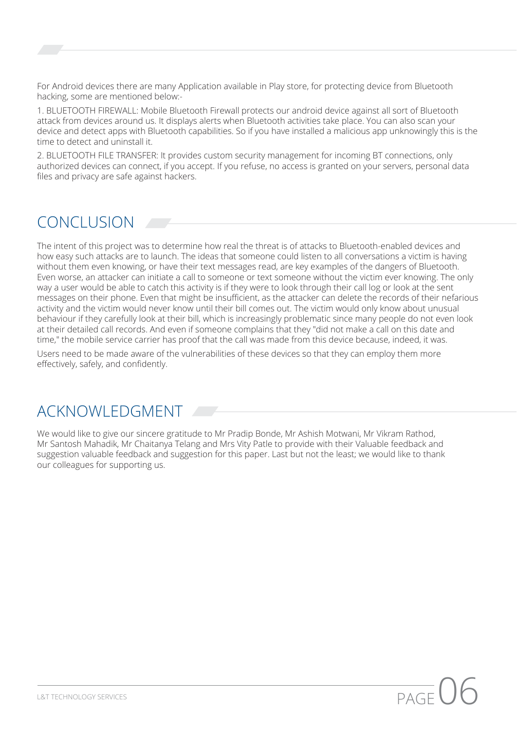For Android devices there are many Application available in Play store, for protecting device from Bluetooth hacking, some are mentioned below:-

1. BLUETOOTH FIREWALL: Mobile Bluetooth Firewall protects our android device against all sort of Bluetooth attack from devices around us. It displays alerts when Bluetooth activities take place. You can also scan your device and detect apps with Bluetooth capabilities. So if you have installed a malicious app unknowingly this is the time to detect and uninstall it.

2. BLUETOOTH FILE TRANSFER: It provides custom security management for incoming BT connections, only authorized devices can connect, if you accept. If you refuse, no access is granted on your servers, personal data files and privacy are safe against hackers.

## CONCLUSION

The intent of this project was to determine how real the threat is of attacks to Bluetooth-enabled devices and how easy such attacks are to launch. The ideas that someone could listen to all conversations a victim is having without them even knowing, or have their text messages read, are key examples of the dangers of Bluetooth. Even worse, an attacker can initiate a call to someone or text someone without the victim ever knowing. The only way a user would be able to catch this activity is if they were to look through their call log or look at the sent messages on their phone. Even that might be insufficient, as the attacker can delete the records of their nefarious activity and the victim would never know until their bill comes out. The victim would only know about unusual behaviour if they carefully look at their bill, which is increasingly problematic since many people do not even look at their detailed call records. And even if someone complains that they "did not make a call on this date and time," the mobile service carrier has proof that the call was made from this device because, indeed, it was.

Users need to be made aware of the vulnerabilities of these devices so that they can employ them more effectively, safely, and confidently.

## ACKNOWLEDGMENT

We would like to give our sincere gratitude to Mr Pradip Bonde, Mr Ashish Motwani, Mr Vikram Rathod, Mr Santosh Mahadik, Mr Chaitanya Telang and Mrs Vity Patle to provide with their Valuable feedback and suggestion valuable feedback and suggestion for this paper. Last but not the least; we would like to thank our colleagues for supporting us.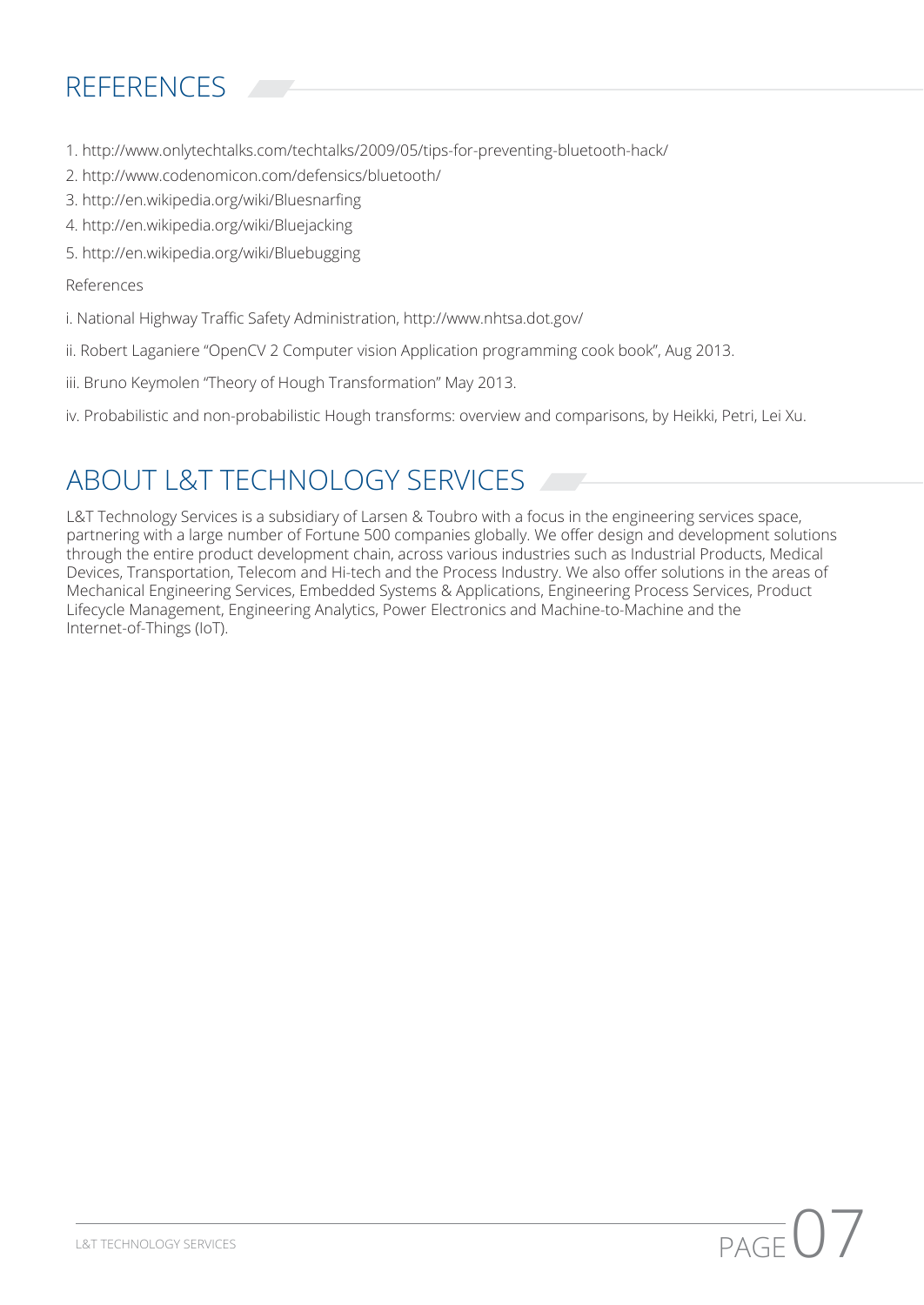## REFERENCES

1. http://www.onlytechtalks.com/techtalks/2009/05/tips-for-preventing-bluetooth-hack/
2. http://www.codenomicon.com/defensics/bluetooth/
3. http://en.wikipedia.org/wiki/Bluesnarfing
4. http://en.wikipedia.org/wiki/Bluejacking
5. http://en.wikipedia.org/wiki/Bluebugging

References

i. National Highway Traffic Safety Administration, http://www.nhtsa.dot.gov/

ii. Robert Laganiere "OpenCV 2 Computer vision Application programming cook book", Aug 2013.

iii. Bruno Keymolen "Theory of Hough Transformation" May 2013.

iv. Probabilistic and non-probabilistic Hough transforms: overview and comparisons, by Heikki, Petri, Lei Xu.

## ABOUT L&T TECHNOLOGY SERVICES

L&T Technology Services is a subsidiary of Larsen & Toubro with a focus in the engineering services space, partnering with a large number of Fortune 500 companies globally. We offer design and development solutions through the entire product development chain, across various industries such as Industrial Products, Medical Devices, Transportation, Telecom and Hi-tech and the Process Industry. We also offer solutions in the areas of Mechanical Engineering Services, Embedded Systems & Applications, Engineering Process Services, Product Lifecycle Management, Engineering Analytics, Power Electronics and Machine-to-Machine and the Internet-of-Things (IoT).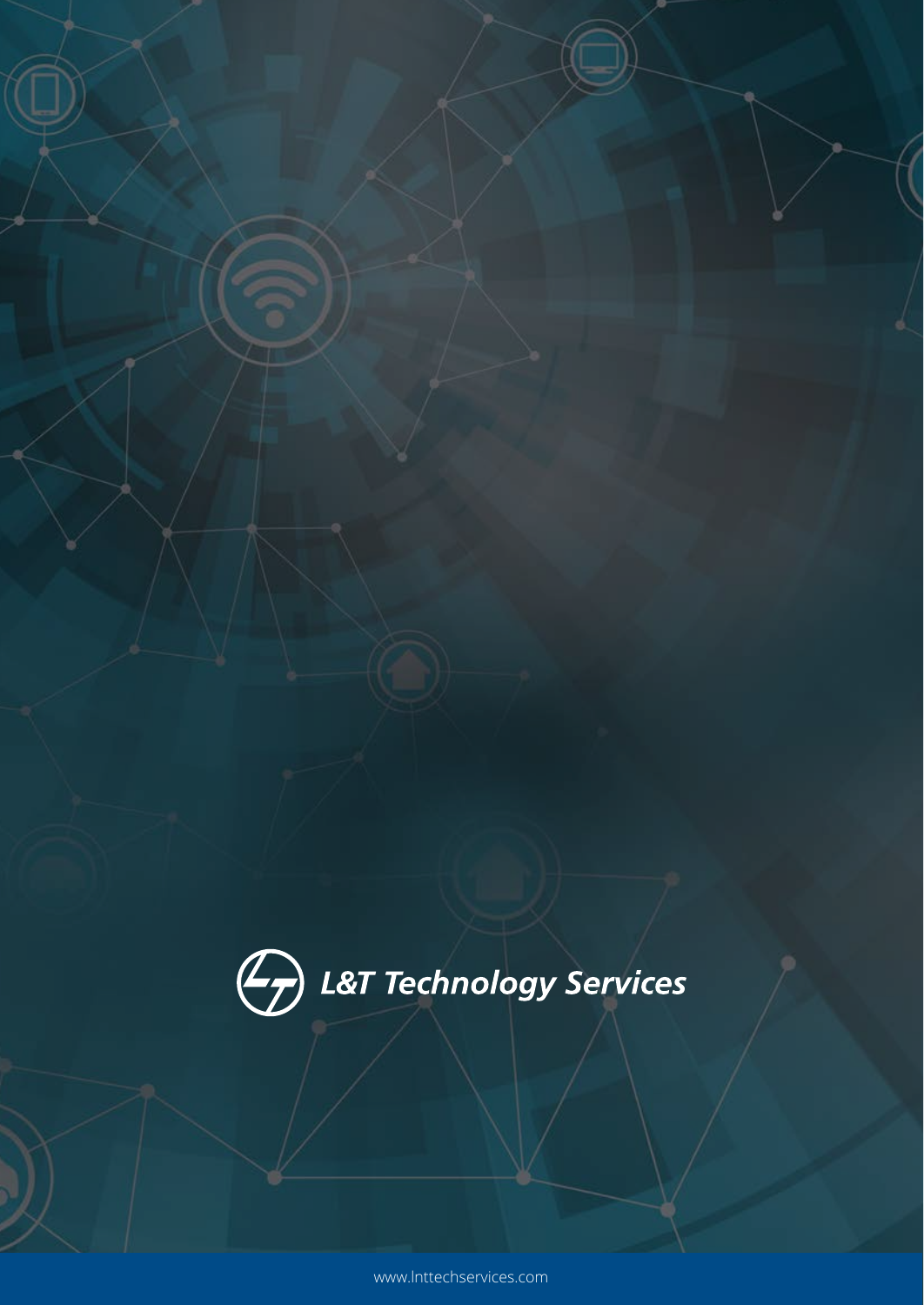L&T Technology Services

www.lnttechservices.com